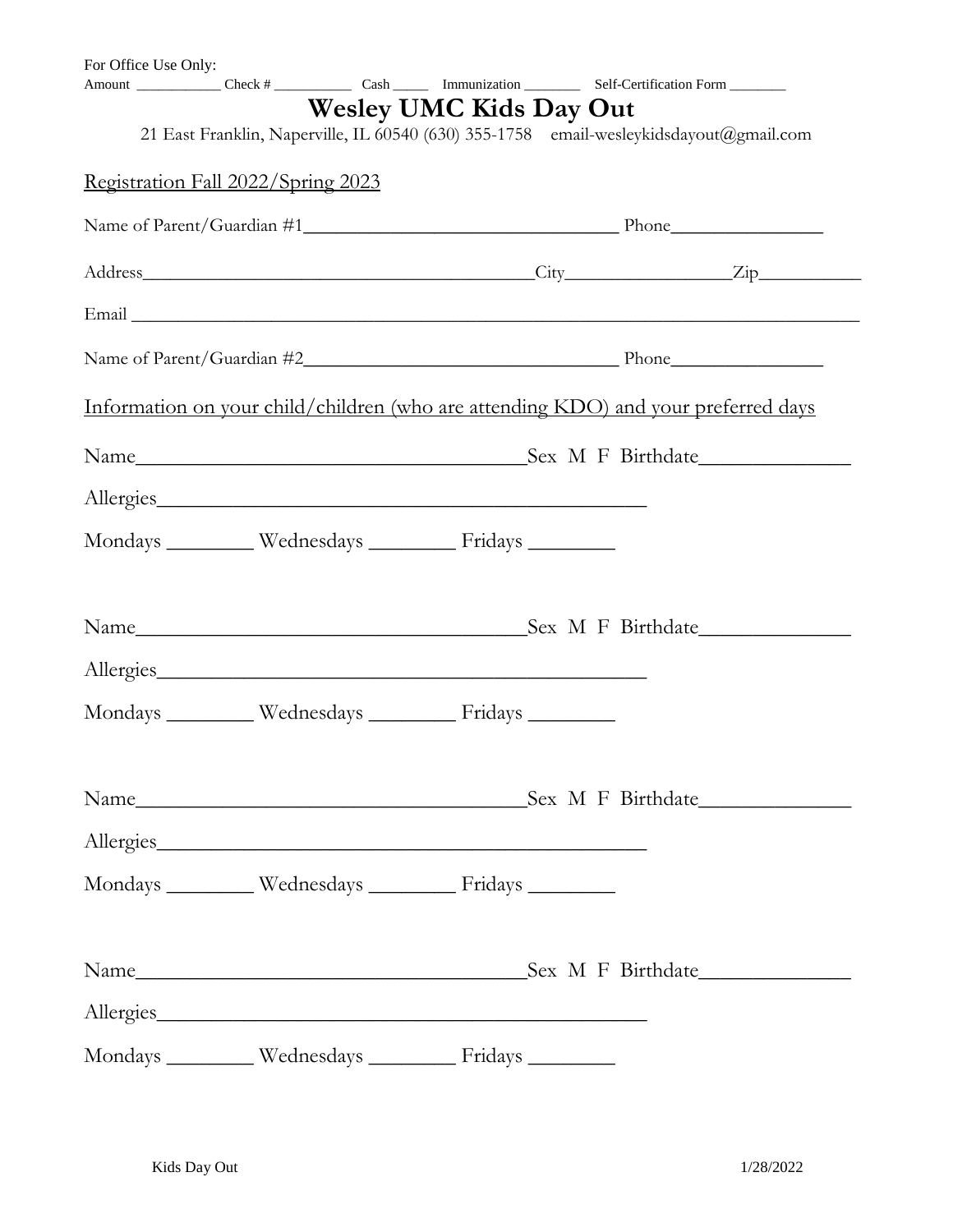For Office Use Only:
Amount ___________ Check # __________ Cash _____ Immunization _______ Self-Certification Form _______

# Wesley UMC Kids Day Out

21 East Franklin, Naperville, IL 60540 (630) 355-1758 email-wesleykidsdayout@gmail.com

Registration Fall 2022/Spring 2023

Name of Parent/Guardian #1________________________________ Phone_______________

Address________________________________________City________________Zip__________

Email ________________________________________________________________________

Name of Parent/Guardian #2________________________________ Phone_______________

Information on your child/children (who are attending KDO) and your preferred days

Name____________________________________Sex M F Birthdate______________

Allergies_______________________________________________

Mondays ________ Wednesdays ________ Fridays ________

Name____________________________________Sex M F Birthdate______________

Allergies_______________________________________________

Mondays ________ Wednesdays ________ Fridays ________

Name____________________________________Sex M F Birthdate______________

Allergies_______________________________________________

Mondays ________ Wednesdays ________ Fridays ________

Name____________________________________Sex M F Birthdate______________

Allergies_______________________________________________

Mondays ________ Wednesdays ________ Fridays ________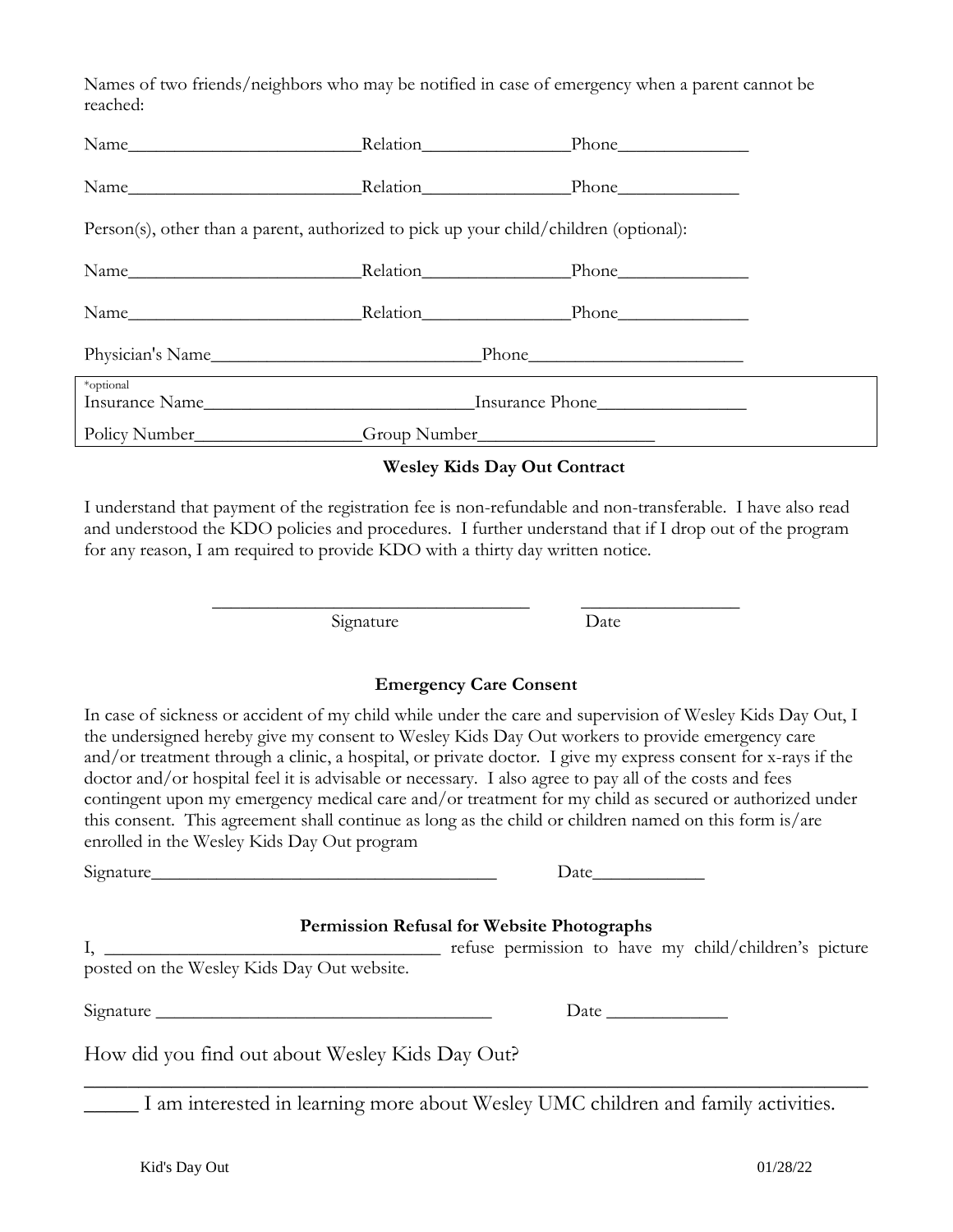Names of two friends/neighbors who may be notified in case of emergency when a parent cannot be reached:

Name__________________________Relation________________Phone______________

Name__________________________Relation________________Phone_____________

Person(s), other than a parent, authorized to pick up your child/children (optional):

Name__________________________Relation________________Phone______________

Name__________________________Relation________________Phone______________

Physician's Name______________________________Phone_______________________

*optional

Insurance Name______________________________Insurance Phone________________

Policy Number__________________Group Number___________________

**Wesley Kids Day Out Contract**

I understand that payment of the registration fee is non-refundable and non-transferable. I have also read and understood the KDO policies and procedures. I further understand that if I drop out of the program for any reason, I am required to provide KDO with a thirty day written notice.

___________________________________ _________________

Signature Date

**Emergency Care Consent**

In case of sickness or accident of my child while under the care and supervision of Wesley Kids Day Out, I the undersigned hereby give my consent to Wesley Kids Day Out workers to provide emergency care and/or treatment through a clinic, a hospital, or private doctor. I give my express consent for x-rays if the doctor and/or hospital feel it is advisable or necessary. I also agree to pay all of the costs and fees contingent upon my emergency medical care and/or treatment for my child as secured or authorized under this consent. This agreement shall continue as long as the child or children named on this form is/are enrolled in the Wesley Kids Day Out program

Signature______________________________________ Date____________

**Permission Refusal for Website Photographs**

I, ____________________________________ refuse permission to have my child/children's picture posted on the Wesley Kids Day Out website.

Signature _____________________________________ Date _____________

How did you find out about Wesley Kids Day Out?

______________________________________________________________________________

_____ I am interested in learning more about Wesley UMC children and family activities.

Kid's Day Out 01/28/22